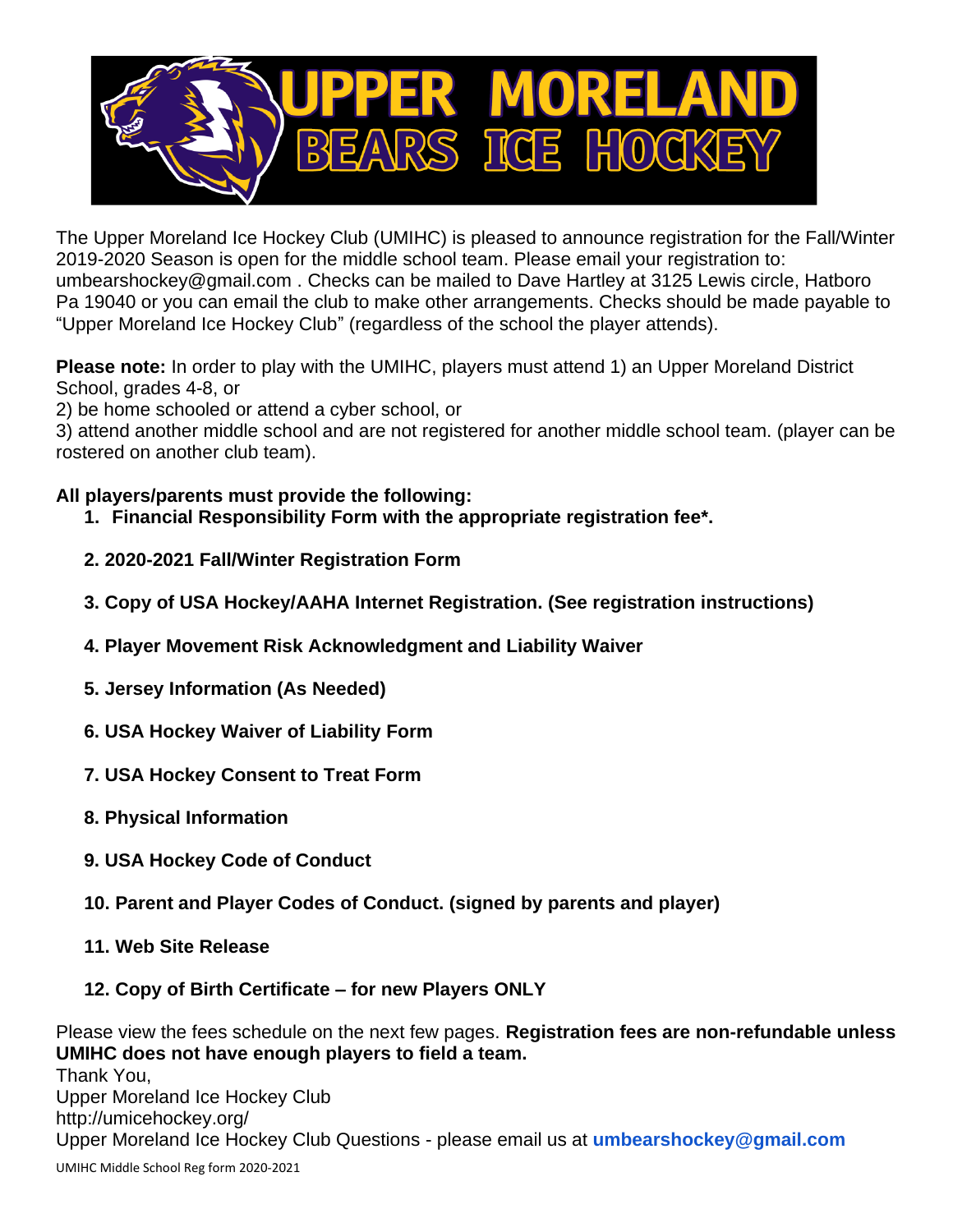# UPPER MORELAND BEARS ICE HOCKEY

The Upper Moreland Ice Hockey Club (UMIHC) is pleased to announce registration for the Fall/Winter 2019-2020 Season is open for the middle school team. Please email your registration to: umbearshockey@gmail.com . Checks can be mailed to Dave Hartley at 3125 Lewis circle, Hatboro Pa 19040 or you can email the club to make other arrangements. Checks should be made payable to "Upper Moreland Ice Hockey Club" (regardless of the school the player attends).

**Please note:** In order to play with the UMIHC, players must attend 1) an Upper Moreland District School, grades 4-8, or
2) be home schooled or attend a cyber school, or
3) attend another middle school and are not registered for another middle school team. (player can be rostered on another club team).

**All players/parents must provide the following:**

1. **Financial Responsibility Form with the appropriate registration fee*.**
2. **2020-2021 Fall/Winter Registration Form**
3. **Copy of USA Hockey/AAHA Internet Registration. (See registration instructions)**
4. **Player Movement Risk Acknowledgment and Liability Waiver**
5. **Jersey Information (As Needed)**
6. **USA Hockey Waiver of Liability Form**
7. **USA Hockey Consent to Treat Form**
8. **Physical Information**
9. **USA Hockey Code of Conduct**
10. **Parent and Player Codes of Conduct. (signed by parents and player)**
11. **Web Site Release**
12. **Copy of Birth Certificate – for new Players ONLY**

Please view the fees schedule on the next few pages. **Registration fees are non-refundable unless UMIHC does not have enough players to field a team.**

Thank You,
Upper Moreland Ice Hockey Club
http://umicehockey.org/
Upper Moreland Ice Hockey Club Questions - please email us at **umbearshockey@gmail.com**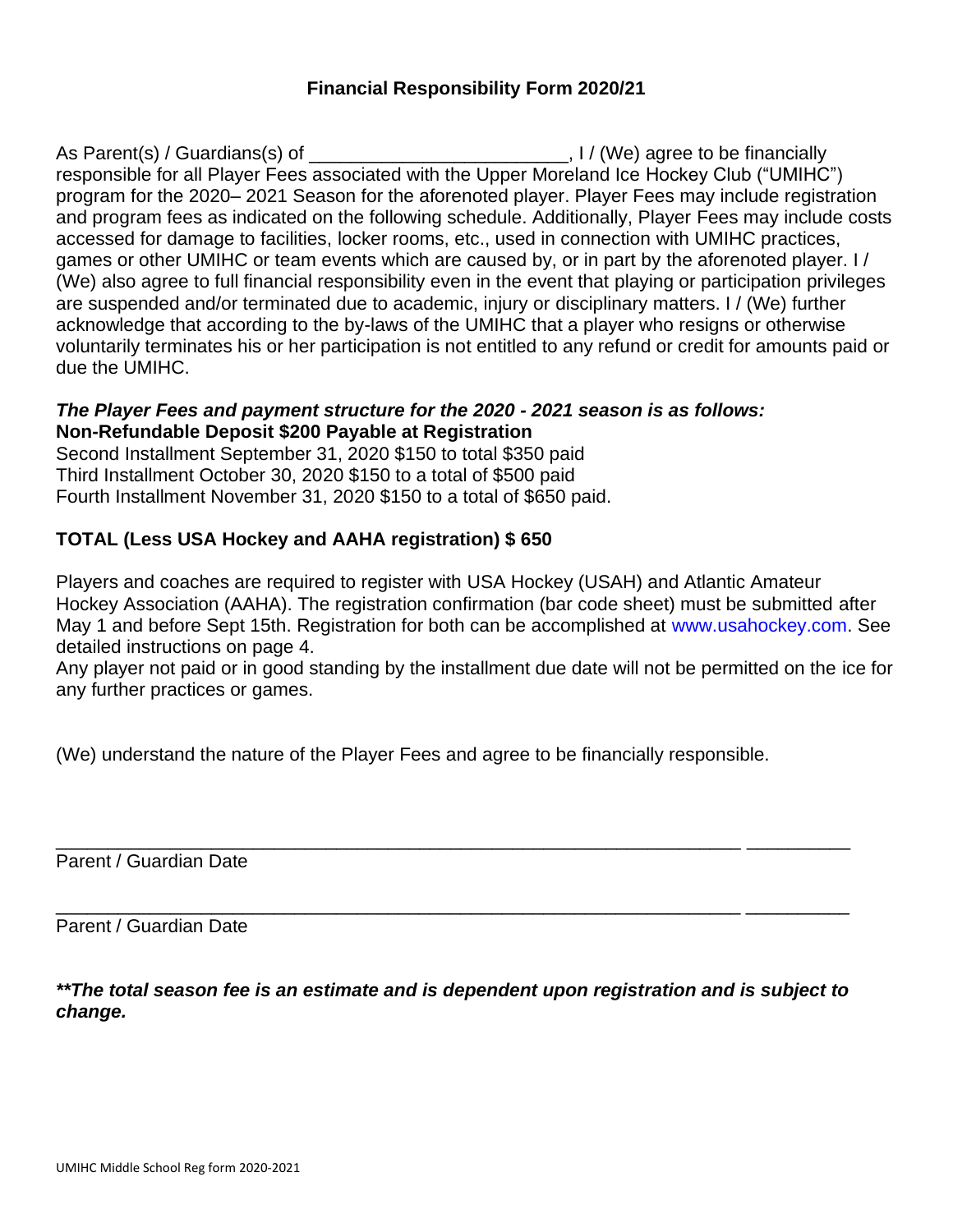## Financial Responsibility Form 2020/21

As Parent(s) / Guardians(s) of ________________________, I / (We) agree to be financially responsible for all Player Fees associated with the Upper Moreland Ice Hockey Club ("UMIHC") program for the 2020– 2021 Season for the aforenoted player. Player Fees may include registration and program fees as indicated on the following schedule. Additionally, Player Fees may include costs accessed for damage to facilities, locker rooms, etc., used in connection with UMIHC practices, games or other UMIHC or team events which are caused by, or in part by the aforenoted player. I / (We) also agree to full financial responsibility even in the event that playing or participation privileges are suspended and/or terminated due to academic, injury or disciplinary matters. I / (We) further acknowledge that according to the by-laws of the UMIHC that a player who resigns or otherwise voluntarily terminates his or her participation is not entitled to any refund or credit for amounts paid or due the UMIHC.

***The Player Fees and payment structure for the 2020 - 2021 season is as follows:***
**Non-Refundable Deposit $200 Payable at Registration**
Second Installment September 31, 2020 $150 to total $350 paid
Third Installment October 30, 2020 $150 to a total of $500 paid
Fourth Installment November 31, 2020 $150 to a total of $650 paid.

**TOTAL (Less USA Hockey and AAHA registration) $ 650**

Players and coaches are required to register with USA Hockey (USAH) and Atlantic Amateur Hockey Association (AAHA). The registration confirmation (bar code sheet) must be submitted after May 1 and before Sept 15th. Registration for both can be accomplished at www.usahockey.com. See detailed instructions on page 4.
Any player not paid or in good standing by the installment due date will not be permitted on the ice for any further practices or games.

(We) understand the nature of the Player Fees and agree to be financially responsible.

_______________________________________________________________ __________
Parent / Guardian Date

_______________________________________________________________ __________
Parent / Guardian Date

***\*\*The total season fee is an estimate and is dependent upon registration and is subject to change.***

UMIHC Middle School Reg form 2020-2021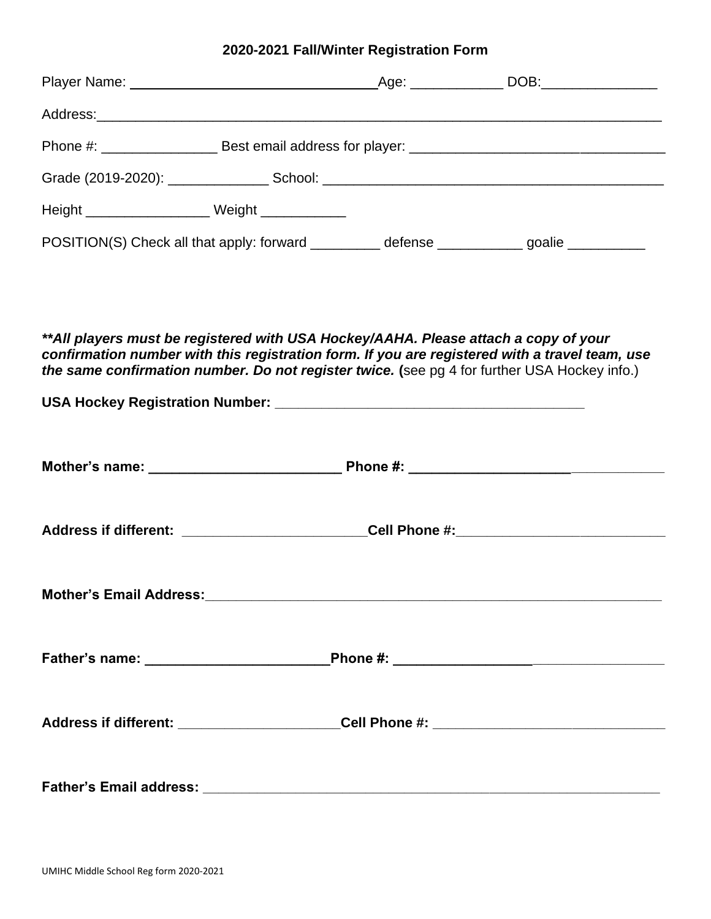### 2020-2021 Fall/Winter Registration Form

Player Name: ________________________________ Age: ____________ DOB: _______________

Address: ___________________________________________________________________________

Phone #: _______________ Best email address for player: _________________________________

Grade (2019-2020): _____________ School: ____________________________________________

Height ________________ Weight ___________

POSITION(S) Check all that apply: forward _________ defense ___________ goalie __________

***\*All players must be registered with USA Hockey/AAHA. Please attach a copy of your confirmation number with this registration form. If you are registered with a travel team, use the same confirmation number. Do not register twice.*** **(**see pg 4 for further USA Hockey info.)

**USA Hockey Registration Number:** ________________________________________

**Mother's name:** _________________________ **Phone #:** _________________________________

**Address if different:** ________________________ **Cell Phone #:** ___________________________

**Mother's Email Address:** _______________________________________________________________

**Father's name:** ________________________ **Phone #:** __________________________________

**Address if different:** _____________________ **Cell Phone #:** _______________________________

**Father's Email address:** _______________________________________________________________

UMIHC Middle School Reg form 2020-2021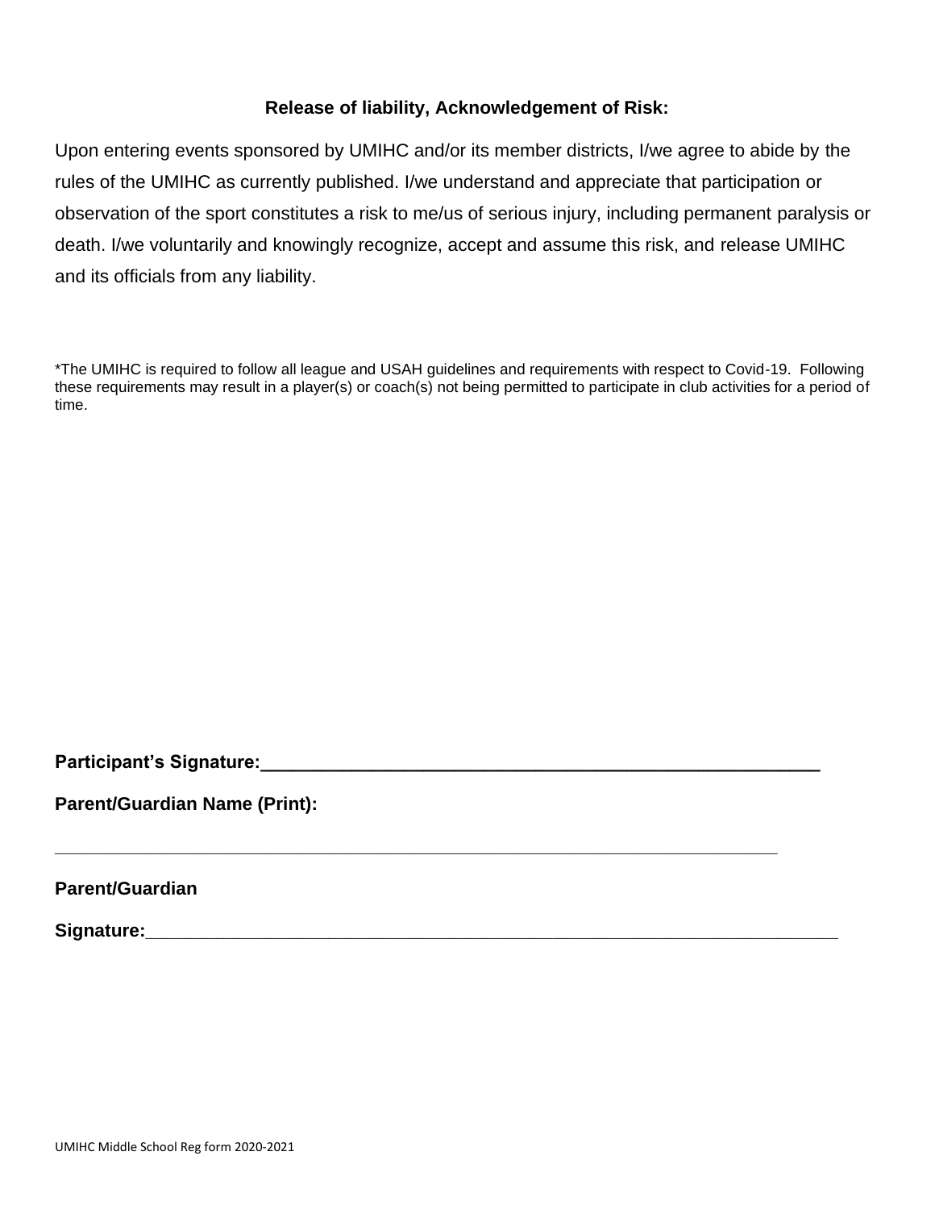### Release of liability, Acknowledgement of Risk:

Upon entering events sponsored by UMIHC and/or its member districts, I/we agree to abide by the rules of the UMIHC as currently published. I/we understand and appreciate that participation or observation of the sport constitutes a risk to me/us of serious injury, including permanent paralysis or death. I/we voluntarily and knowingly recognize, accept and assume this risk, and release UMIHC and its officials from any liability.

*The UMIHC is required to follow all league and USAH guidelines and requirements with respect to Covid-19. Following these requirements may result in a player(s) or coach(s) not being permitted to participate in club activities for a period of time.

**Participant's Signature:**_______________________________________________________

**Parent/Guardian Name (Print):**

_______________________________________________________________________

**Parent/Guardian**

**Signature:**_______________________________________________________________________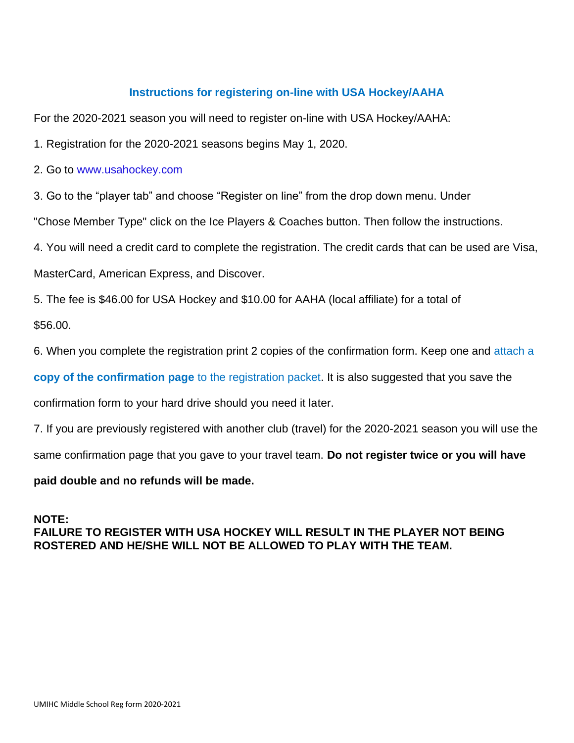## Instructions for registering on-line with USA Hockey/AAHA

For the 2020-2021 season you will need to register on-line with USA Hockey/AAHA:

1. Registration for the 2020-2021 seasons begins May 1, 2020.
2. Go to www.usahockey.com
3. Go to the "player tab" and choose "Register on line" from the drop down menu. Under "Chose Member Type" click on the Ice Players & Coaches button. Then follow the instructions.
4. You will need a credit card to complete the registration. The credit cards that can be used are Visa, MasterCard, American Express, and Discover.
5. The fee is $46.00 for USA Hockey and $10.00 for AAHA (local affiliate) for a total of $56.00.
6. When you complete the registration print 2 copies of the confirmation form. Keep one and attach a **copy of the confirmation page** to the registration packet. It is also suggested that you save the confirmation form to your hard drive should you need it later.
7. If you are previously registered with another club (travel) for the 2020-2021 season you will use the same confirmation page that you gave to your travel team. **Do not register twice or you will have paid double and no refunds will be made.**

**NOTE:**
**FAILURE TO REGISTER WITH USA HOCKEY WILL RESULT IN THE PLAYER NOT BEING ROSTERED AND HE/SHE WILL NOT BE ALLOWED TO PLAY WITH THE TEAM.**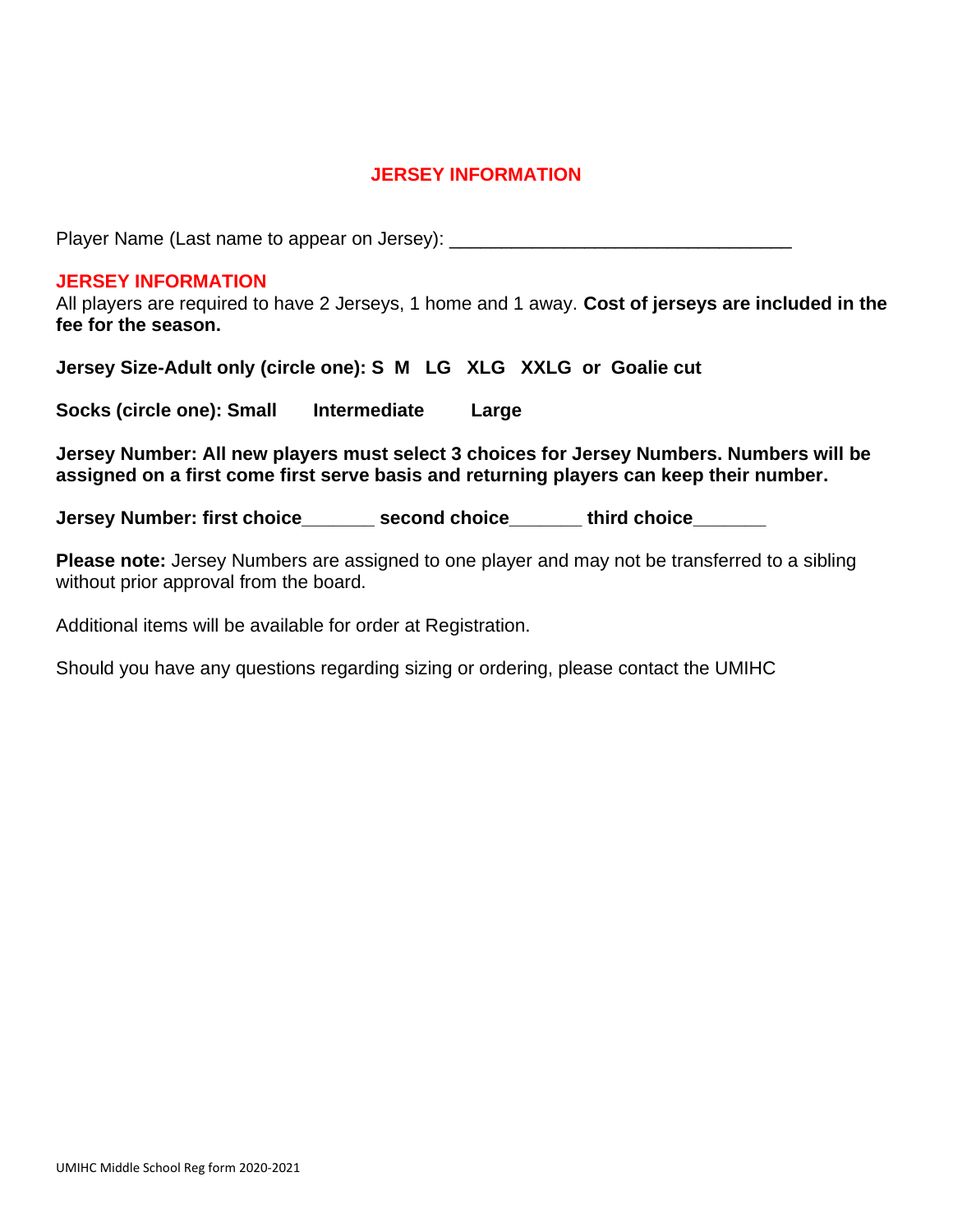## JERSEY INFORMATION

Player Name (Last name to appear on Jersey): ________________________________

### JERSEY INFORMATION

All players are required to have 2 Jerseys, 1 home and 1 away. **Cost of jerseys are included in the fee for the season.**

**Jersey Size-Adult only (circle one): S M LG XLG XXLG or Goalie cut**

**Socks (circle one): Small Intermediate Large**

**Jersey Number: All new players must select 3 choices for Jersey Numbers. Numbers will be assigned on a first come first serve basis and returning players can keep their number.**

**Jersey Number: first choice_______ second choice_______ third choice_______**

**Please note:** Jersey Numbers are assigned to one player and may not be transferred to a sibling without prior approval from the board.

Additional items will be available for order at Registration.

Should you have any questions regarding sizing or ordering, please contact the UMIHC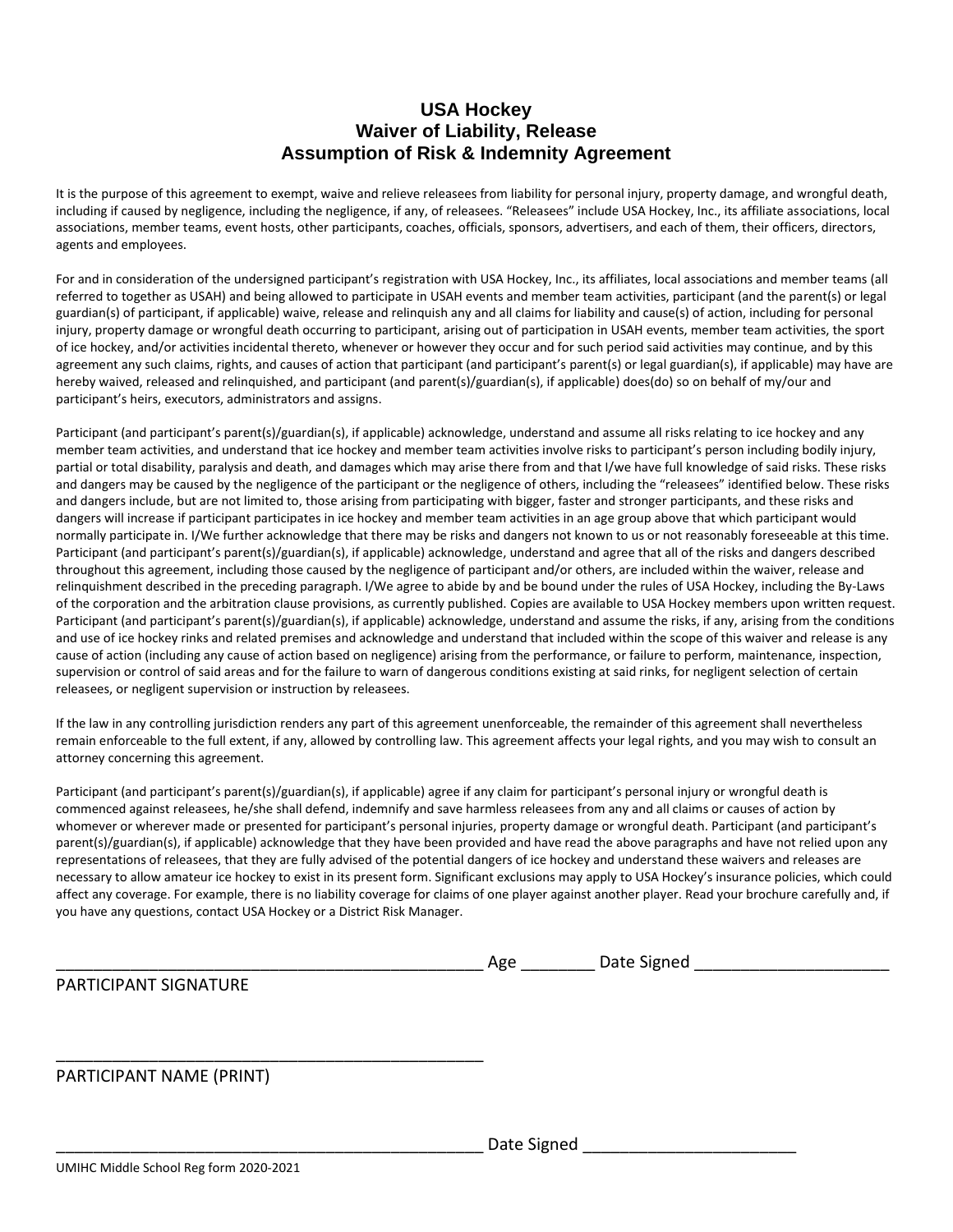# USA Hockey
# Waiver of Liability, Release
# Assumption of Risk & Indemnity Agreement

It is the purpose of this agreement to exempt, waive and relieve releasees from liability for personal injury, property damage, and wrongful death, including if caused by negligence, including the negligence, if any, of releasees. "Releasees" include USA Hockey, Inc., its affiliate associations, local associations, member teams, event hosts, other participants, coaches, officials, sponsors, advertisers, and each of them, their officers, directors, agents and employees.

For and in consideration of the undersigned participant's registration with USA Hockey, Inc., its affiliates, local associations and member teams (all referred to together as USAH) and being allowed to participate in USAH events and member team activities, participant (and the parent(s) or legal guardian(s) of participant, if applicable) waive, release and relinquish any and all claims for liability and cause(s) of action, including for personal injury, property damage or wrongful death occurring to participant, arising out of participation in USAH events, member team activities, the sport of ice hockey, and/or activities incidental thereto, whenever or however they occur and for such period said activities may continue, and by this agreement any such claims, rights, and causes of action that participant (and participant's parent(s) or legal guardian(s), if applicable) may have are hereby waived, released and relinquished, and participant (and parent(s)/guardian(s), if applicable) does(do) so on behalf of my/our and participant's heirs, executors, administrators and assigns.

Participant (and participant's parent(s)/guardian(s), if applicable) acknowledge, understand and assume all risks relating to ice hockey and any member team activities, and understand that ice hockey and member team activities involve risks to participant's person including bodily injury, partial or total disability, paralysis and death, and damages which may arise there from and that I/we have full knowledge of said risks. These risks and dangers may be caused by the negligence of the participant or the negligence of others, including the "releasees" identified below. These risks and dangers include, but are not limited to, those arising from participating with bigger, faster and stronger participants, and these risks and dangers will increase if participant participates in ice hockey and member team activities in an age group above that which participant would normally participate in. I/We further acknowledge that there may be risks and dangers not known to us or not reasonably foreseeable at this time. Participant (and participant's parent(s)/guardian(s), if applicable) acknowledge, understand and agree that all of the risks and dangers described throughout this agreement, including those caused by the negligence of participant and/or others, are included within the waiver, release and relinquishment described in the preceding paragraph. I/We agree to abide by and be bound under the rules of USA Hockey, including the By-Laws of the corporation and the arbitration clause provisions, as currently published. Copies are available to USA Hockey members upon written request. Participant (and participant's parent(s)/guardian(s), if applicable) acknowledge, understand and assume the risks, if any, arising from the conditions and use of ice hockey rinks and related premises and acknowledge and understand that included within the scope of this waiver and release is any cause of action (including any cause of action based on negligence) arising from the performance, or failure to perform, maintenance, inspection, supervision or control of said areas and for the failure to warn of dangerous conditions existing at said rinks, for negligent selection of certain releasees, or negligent supervision or instruction by releasees.

If the law in any controlling jurisdiction renders any part of this agreement unenforceable, the remainder of this agreement shall nevertheless remain enforceable to the full extent, if any, allowed by controlling law. This agreement affects your legal rights, and you may wish to consult an attorney concerning this agreement.

Participant (and participant's parent(s)/guardian(s), if applicable) agree if any claim for participant's personal injury or wrongful death is commenced against releasees, he/she shall defend, indemnify and save harmless releasees from any and all claims or causes of action by whomever or wherever made or presented for participant's personal injuries, property damage or wrongful death. Participant (and participant's parent(s)/guardian(s), if applicable) acknowledge that they have been provided and have read the above paragraphs and have not relied upon any representations of releasees, that they are fully advised of the potential dangers of ice hockey and understand these waivers and releases are necessary to allow amateur ice hockey to exist in its present form. Significant exclusions may apply to USA Hockey's insurance policies, which could affect any coverage. For example, there is no liability coverage for claims of one player against another player. Read your brochure carefully and, if you have any questions, contact USA Hockey or a District Risk Manager.

_______________________________________________ Age ________ Date Signed _____________________

PARTICIPANT SIGNATURE

_______________________________________________

PARTICIPANT NAME (PRINT)

_______________________________________________ Date Signed _______________________

UMIHC Middle School Reg form 2020-2021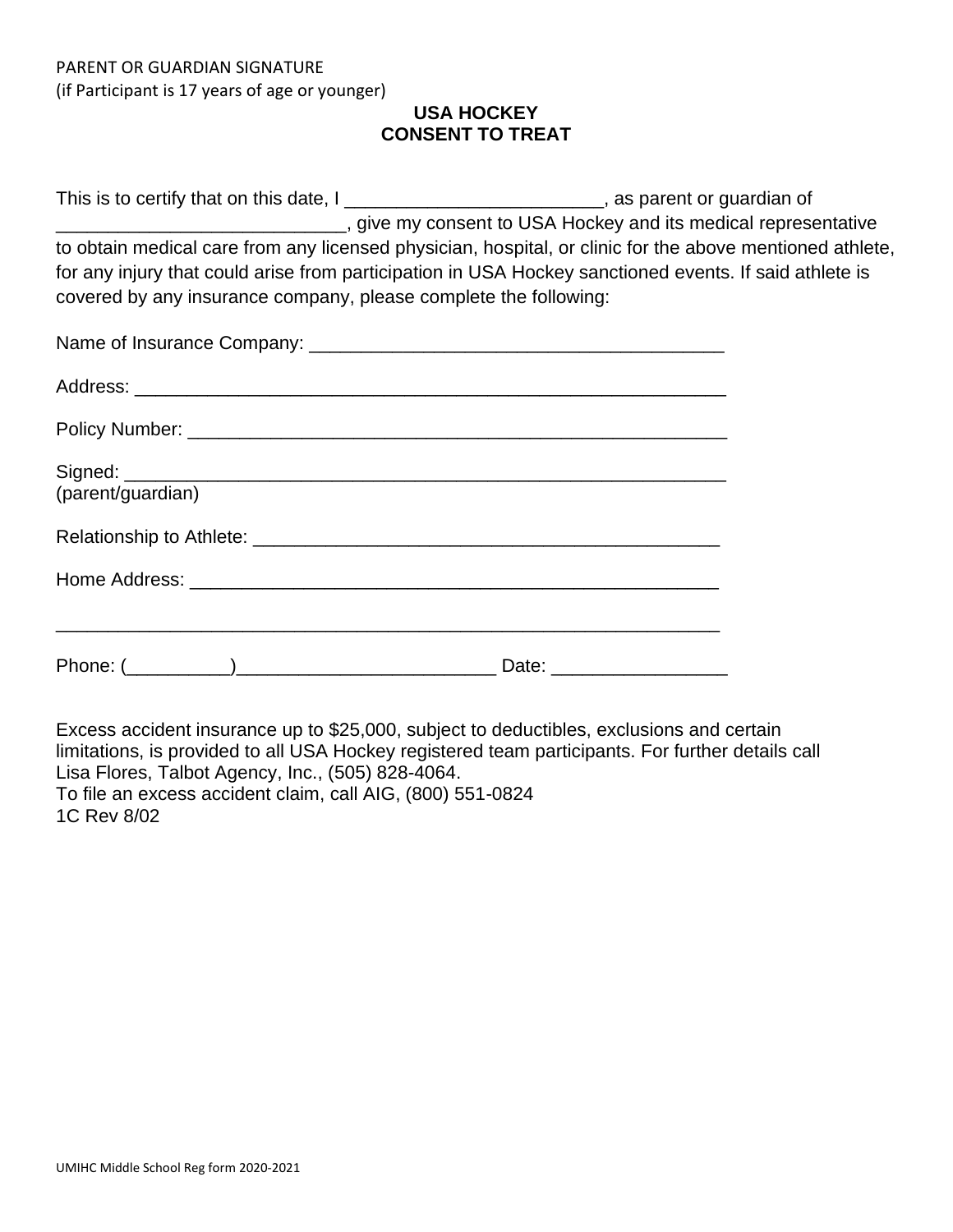PARENT OR GUARDIAN SIGNATURE
(if Participant is 17 years of age or younger)

## USA HOCKEY
## CONSENT TO TREAT

This is to certify that on this date, I _________________________, as parent or guardian of ____________________________, give my consent to USA Hockey and its medical representative to obtain medical care from any licensed physician, hospital, or clinic for the above mentioned athlete, for any injury that could arise from participation in USA Hockey sanctioned events. If said athlete is covered by any insurance company, please complete the following:

Name of Insurance Company: ________________________________________

Address: __________________________________________________________

Policy Number: _____________________________________________________

Signed: ___________________________________________________________
(parent/guardian)

Relationship to Athlete: ________________________________________________

Home Address: _____________________________________________________

__________________________________________________________________

Phone: (__________)_________________________ Date: _________________

Excess accident insurance up to $25,000, subject to deductibles, exclusions and certain limitations, is provided to all USA Hockey registered team participants. For further details call Lisa Flores, Talbot Agency, Inc., (505) 828-4064.
To file an excess accident claim, call AIG, (800) 551-0824
1C Rev 8/02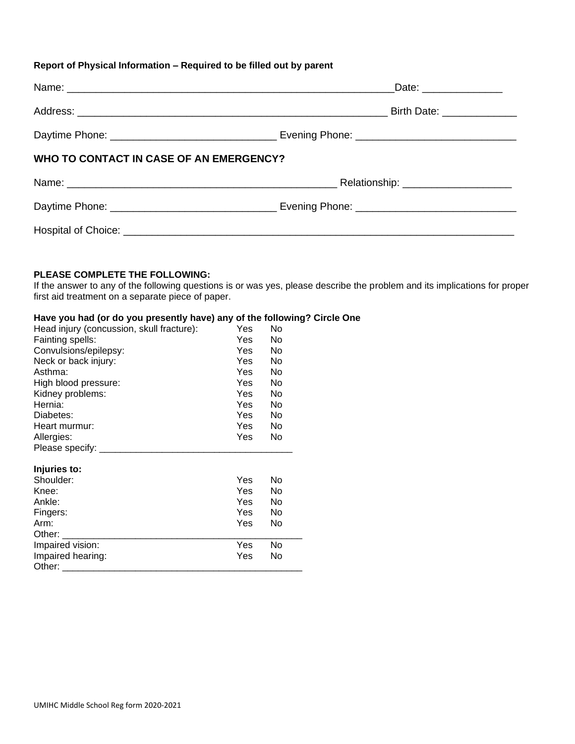**Report of Physical Information – Required to be filled out by parent**

Name: ___________________________________________________________Date: ______________

Address: ________________________________________________________ Birth Date: _____________

Daytime Phone: ______________________________ Evening Phone: ____________________________

## WHO TO CONTACT IN CASE OF AN EMERGENCY?

Name: ________________________________________________ Relationship: ___________________

Daytime Phone: ______________________________ Evening Phone: ____________________________

Hospital of Choice: ______________________________________________________________________

**PLEASE COMPLETE THE FOLLOWING:**
If the answer to any of the following questions is or was yes, please describe the problem and its implications for proper first aid treatment on a separate piece of paper.

**Have you had (or do you presently have) any of the following? Circle One**

| | | |
|---|---|---|
| Head injury (concussion, skull fracture): | Yes | No |
| Fainting spells: | Yes | No |
| Convulsions/epilepsy: | Yes | No |
| Neck or back injury: | Yes | No |
| Asthma: | Yes | No |
| High blood pressure: | Yes | No |
| Kidney problems: | Yes | No |
| Hernia: | Yes | No |
| Diabetes: | Yes | No |
| Heart murmur: | Yes | No |
| Allergies: | Yes | No |

Please specify: _____________________________________

**Injuries to:**

| | | |
|---|---|---|
| Shoulder: | Yes | No |
| Knee: | Yes | No |
| Ankle: | Yes | No |
| Fingers: | Yes | No |
| Arm: | Yes | No |

Other: _______________________________________________

| | | |
|---|---|---|
| Impaired vision: | Yes | No |
| Impaired hearing: | Yes | No |

Other: _______________________________________________

UMIHC Middle School Reg form 2020-2021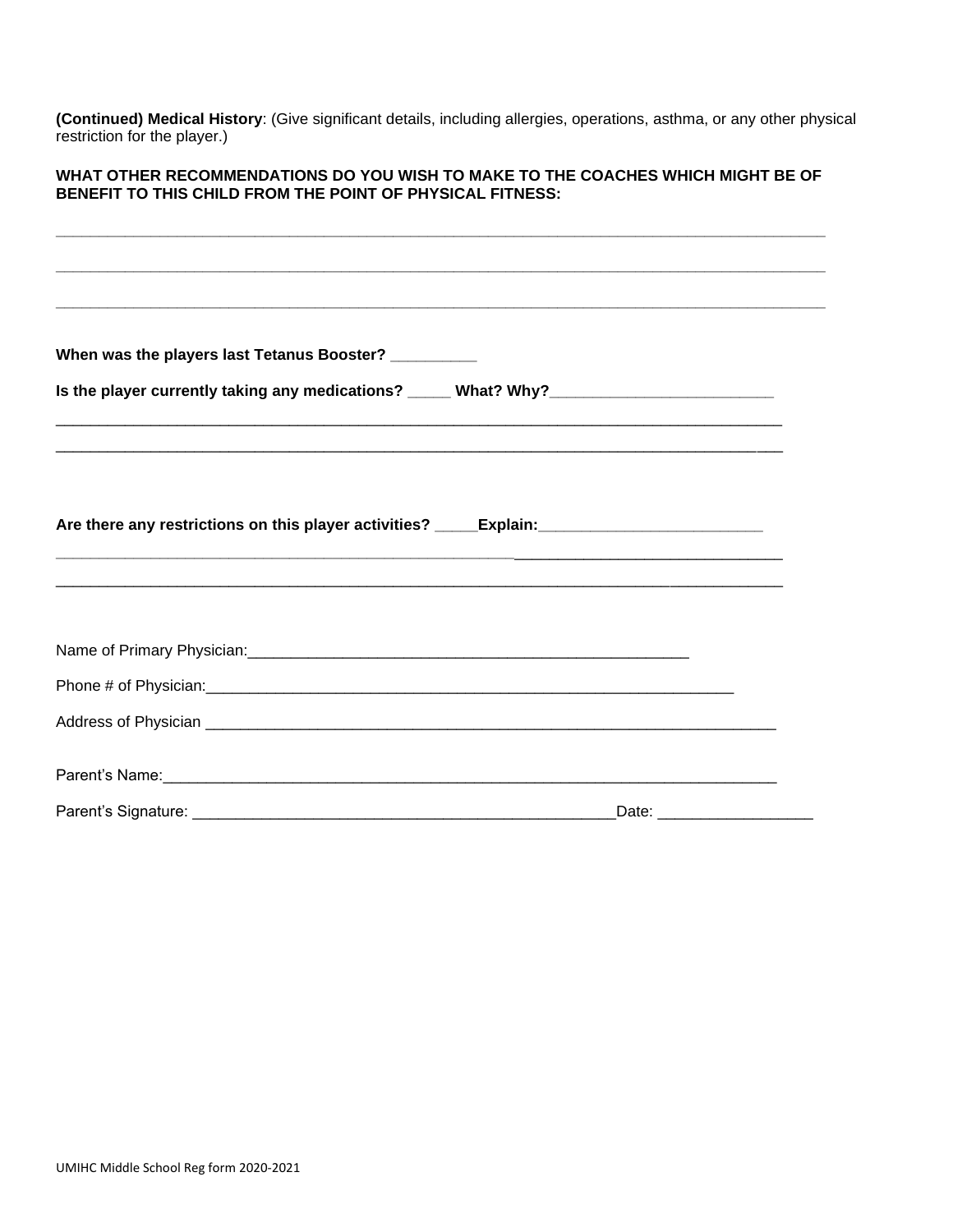**(Continued) Medical History**: (Give significant details, including allergies, operations, asthma, or any other physical restriction for the player.)

**WHAT OTHER RECOMMENDATIONS DO YOU WISH TO MAKE TO THE COACHES WHICH MIGHT BE OF BENEFIT TO THIS CHILD FROM THE POINT OF PHYSICAL FITNESS:**

_______________________________________________________________________________________

_______________________________________________________________________________________

_______________________________________________________________________________________

**When was the players last Tetanus Booster?** __________

**Is the player currently taking any medications?** _____ **What? Why?**__________________________

_______________________________________________________________________________________

_______________________________________________________________________________________

**Are there any restrictions on this player activities?** _____**Explain:**__________________________

_______________________________________________________________________________________

_______________________________________________________________________________________

Name of Primary Physician:______________________________________________________

Phone # of Physician:_________________________________________________________________

Address of Physician ____________________________________________________________________

Parent's Name:_______________________________________________________________________

Parent's Signature: __________________________________________________Date: __________________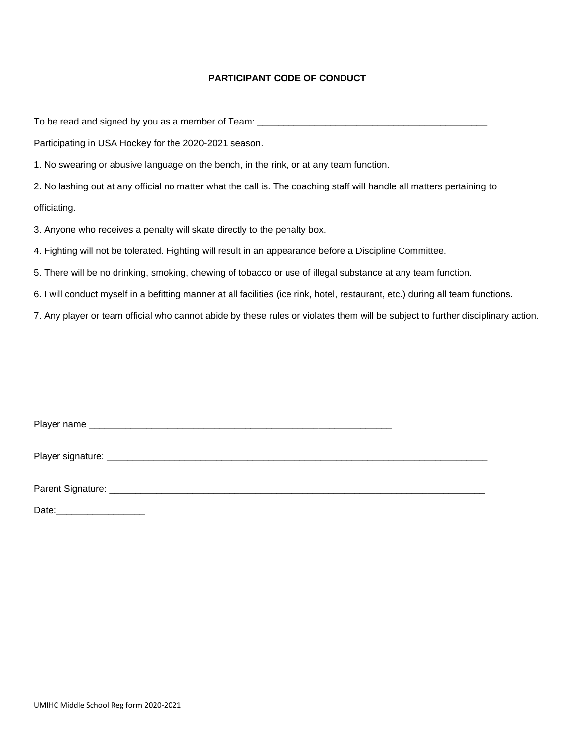## PARTICIPANT CODE OF CONDUCT

To be read and signed by you as a member of Team: ______________________________________________

Participating in USA Hockey for the 2020-2021 season.

1. No swearing or abusive language on the bench, in the rink, or at any team function.
2. No lashing out at any official no matter what the call is. The coaching staff will handle all matters pertaining to officiating.
3. Anyone who receives a penalty will skate directly to the penalty box.
4. Fighting will not be tolerated. Fighting will result in an appearance before a Discipline Committee.
5. There will be no drinking, smoking, chewing of tobacco or use of illegal substance at any team function.
6. I will conduct myself in a befitting manner at all facilities (ice rink, hotel, restaurant, etc.) during all team functions.
7. Any player or team official who cannot abide by these rules or violates them will be subject to further disciplinary action.

Player name ____________________________________________________________

Player signature: __________________________________________________________________________

Parent Signature: _________________________________________________________________________

Date:_________________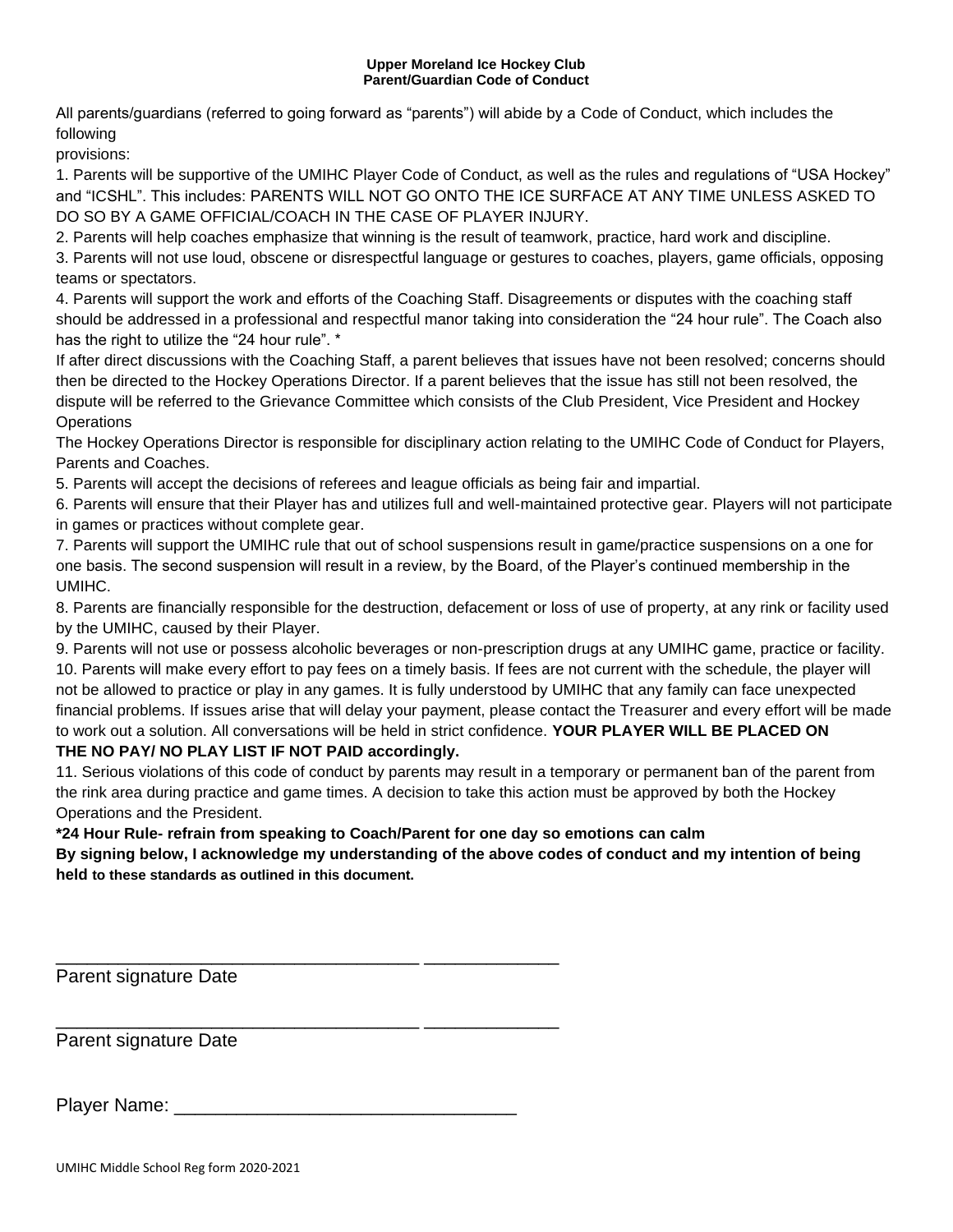**Upper Moreland Ice Hockey Club**
**Parent/Guardian Code of Conduct**

All parents/guardians (referred to going forward as "parents") will abide by a Code of Conduct, which includes the following
provisions:

1. Parents will be supportive of the UMIHC Player Code of Conduct, as well as the rules and regulations of "USA Hockey" and "ICSHL". This includes: PARENTS WILL NOT GO ONTO THE ICE SURFACE AT ANY TIME UNLESS ASKED TO DO SO BY A GAME OFFICIAL/COACH IN THE CASE OF PLAYER INJURY.
2. Parents will help coaches emphasize that winning is the result of teamwork, practice, hard work and discipline.
3. Parents will not use loud, obscene or disrespectful language or gestures to coaches, players, game officials, opposing teams or spectators.
4. Parents will support the work and efforts of the Coaching Staff. Disagreements or disputes with the coaching staff should be addressed in a professional and respectful manor taking into consideration the "24 hour rule". The Coach also has the right to utilize the "24 hour rule". *

If after direct discussions with the Coaching Staff, a parent believes that issues have not been resolved; concerns should then be directed to the Hockey Operations Director. If a parent believes that the issue has still not been resolved, the dispute will be referred to the Grievance Committee which consists of the Club President, Vice President and Hockey Operations

The Hockey Operations Director is responsible for disciplinary action relating to the UMIHC Code of Conduct for Players, Parents and Coaches.

5. Parents will accept the decisions of referees and league officials as being fair and impartial.
6. Parents will ensure that their Player has and utilizes full and well-maintained protective gear. Players will not participate in games or practices without complete gear.
7. Parents will support the UMIHC rule that out of school suspensions result in game/practice suspensions on a one for one basis. The second suspension will result in a review, by the Board, of the Player's continued membership in the UMIHC.
8. Parents are financially responsible for the destruction, defacement or loss of use of property, at any rink or facility used by the UMIHC, caused by their Player.
9. Parents will not use or possess alcoholic beverages or non-prescription drugs at any UMIHC game, practice or facility.
10. Parents will make every effort to pay fees on a timely basis. If fees are not current with the schedule, the player will not be allowed to practice or play in any games. It is fully understood by UMIHC that any family can face unexpected financial problems. If issues arise that will delay your payment, please contact the Treasurer and every effort will be made to work out a solution. All conversations will be held in strict confidence. **YOUR PLAYER WILL BE PLACED ON THE NO PAY/ NO PLAY LIST IF NOT PAID accordingly.**
11. Serious violations of this code of conduct by parents may result in a temporary or permanent ban of the parent from the rink area during practice and game times. A decision to take this action must be approved by both the Hockey Operations and the President.

**\*24 Hour Rule- refrain from speaking to Coach/Parent for one day so emotions can calm**

**By signing below, I acknowledge my understanding of the above codes of conduct and my intention of being held to these standards as outlined in this document.**

\_\_\_\_\_\_\_\_\_\_\_\_\_\_\_\_\_\_\_\_\_\_\_\_\_\_\_\_\_\_\_\_\_\_\_\_ \_\_\_\_\_\_\_\_\_\_\_\_\_\_
Parent signature Date

\_\_\_\_\_\_\_\_\_\_\_\_\_\_\_\_\_\_\_\_\_\_\_\_\_\_\_\_\_\_\_\_\_\_\_\_ \_\_\_\_\_\_\_\_\_\_\_\_\_\_
Parent signature Date

Player Name: \_\_\_\_\_\_\_\_\_\_\_\_\_\_\_\_\_\_\_\_\_\_\_\_\_\_\_\_\_\_\_\_\_\_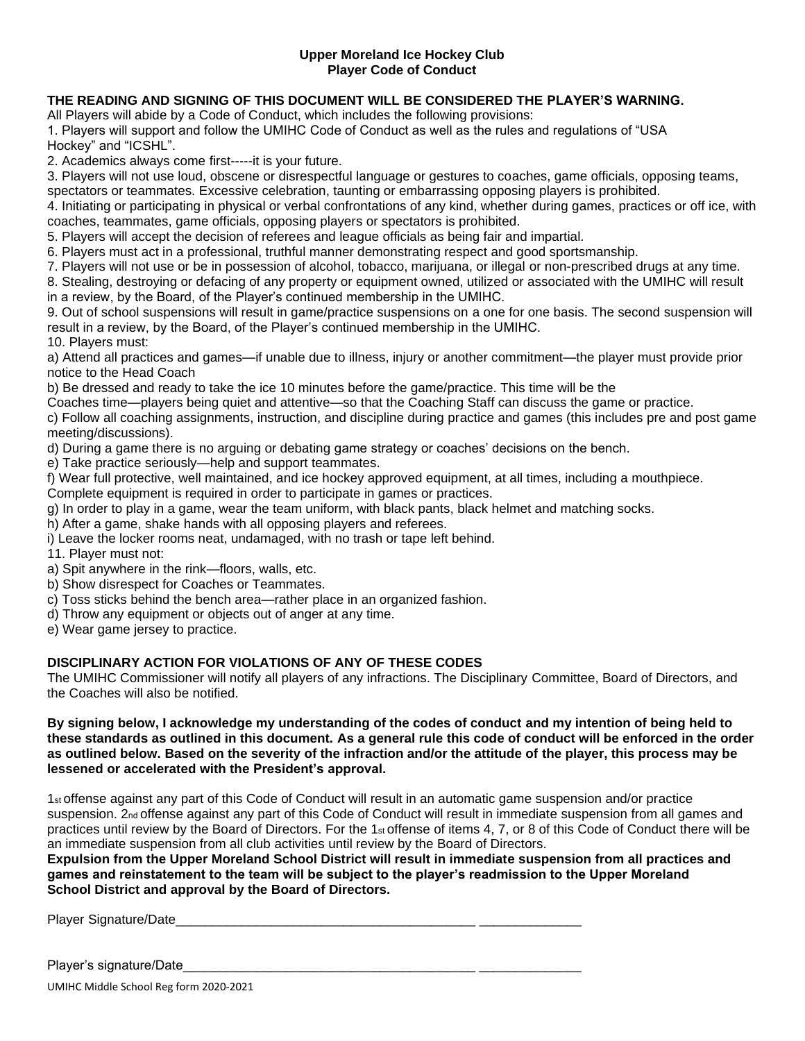# Upper Moreland Ice Hockey Club
## Player Code of Conduct

**THE READING AND SIGNING OF THIS DOCUMENT WILL BE CONSIDERED THE PLAYER'S WARNING.**

All Players will abide by a Code of Conduct, which includes the following provisions:

1. Players will support and follow the UMIHC Code of Conduct as well as the rules and regulations of "USA Hockey" and "ICSHL".
2. Academics always come first-----it is your future.
3. Players will not use loud, obscene or disrespectful language or gestures to coaches, game officials, opposing teams, spectators or teammates. Excessive celebration, taunting or embarrassing opposing players is prohibited.
4. Initiating or participating in physical or verbal confrontations of any kind, whether during games, practices or off ice, with coaches, teammates, game officials, opposing players or spectators is prohibited.
5. Players will accept the decision of referees and league officials as being fair and impartial.
6. Players must act in a professional, truthful manner demonstrating respect and good sportsmanship.
7. Players will not use or be in possession of alcohol, tobacco, marijuana, or illegal or non-prescribed drugs at any time.
8. Stealing, destroying or defacing of any property or equipment owned, utilized or associated with the UMIHC will result in a review, by the Board, of the Player's continued membership in the UMIHC.
9. Out of school suspensions will result in game/practice suspensions on a one for one basis. The second suspension will result in a review, by the Board, of the Player's continued membership in the UMIHC.
10. Players must:

a) Attend all practices and games—if unable due to illness, injury or another commitment—the player must provide prior notice to the Head Coach

b) Be dressed and ready to take the ice 10 minutes before the game/practice. This time will be the Coaches time—players being quiet and attentive—so that the Coaching Staff can discuss the game or practice.

c) Follow all coaching assignments, instruction, and discipline during practice and games (this includes pre and post game meeting/discussions).

d) During a game there is no arguing or debating game strategy or coaches' decisions on the bench.

e) Take practice seriously—help and support teammates.

f) Wear full protective, well maintained, and ice hockey approved equipment, at all times, including a mouthpiece. Complete equipment is required in order to participate in games or practices.

g) In order to play in a game, wear the team uniform, with black pants, black helmet and matching socks.

h) After a game, shake hands with all opposing players and referees.

i) Leave the locker rooms neat, undamaged, with no trash or tape left behind.

11. Player must not:

a) Spit anywhere in the rink—floors, walls, etc.

b) Show disrespect for Coaches or Teammates.

c) Toss sticks behind the bench area—rather place in an organized fashion.

d) Throw any equipment or objects out of anger at any time.

e) Wear game jersey to practice.

**DISCIPLINARY ACTION FOR VIOLATIONS OF ANY OF THESE CODES**

The UMIHC Commissioner will notify all players of any infractions. The Disciplinary Committee, Board of Directors, and the Coaches will also be notified.

**By signing below, I acknowledge my understanding of the codes of conduct and my intention of being held to these standards as outlined in this document. As a general rule this code of conduct will be enforced in the order as outlined below. Based on the severity of the infraction and/or the attitude of the player, this process may be lessened or accelerated with the President's approval.**

1st offense against any part of this Code of Conduct will result in an automatic game suspension and/or practice suspension. 2nd offense against any part of this Code of Conduct will result in immediate suspension from all games and practices until review by the Board of Directors. For the 1st offense of items 4, 7, or 8 of this Code of Conduct there will be an immediate suspension from all club activities until review by the Board of Directors.

**Expulsion from the Upper Moreland School District will result in immediate suspension from all practices and games and reinstatement to the team will be subject to the player's readmission to the Upper Moreland School District and approval by the Board of Directors.**

Player Signature/Date_________________________________________ ______________

Player's signature/Date________________________________________ ______________

UMIHC Middle School Reg form 2020-2021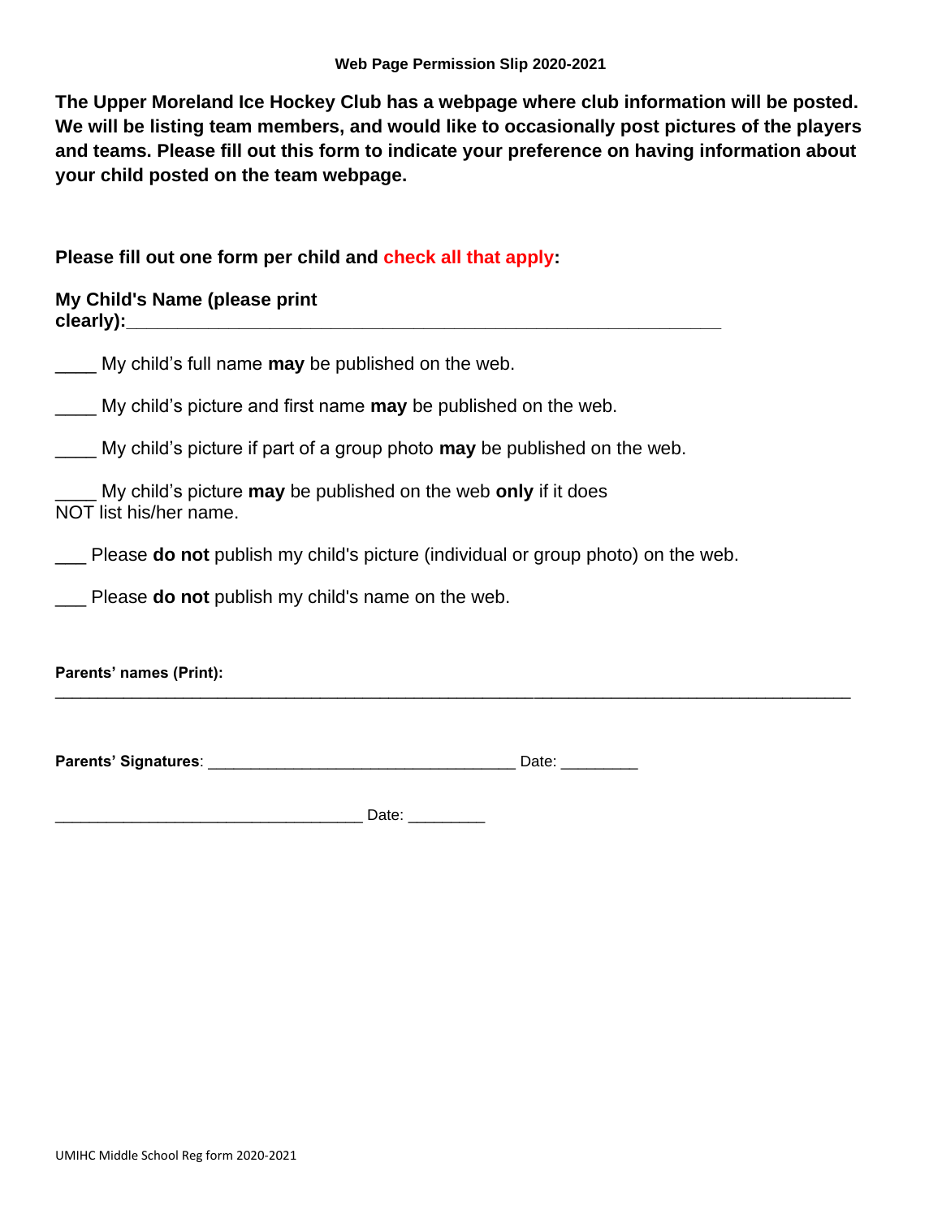**Web Page Permission Slip 2020-2021**

**The Upper Moreland Ice Hockey Club has a webpage where club information will be posted. We will be listing team members, and would like to occasionally post pictures of the players and teams. Please fill out this form to indicate your preference on having information about your child posted on the team webpage.**

**Please fill out one form per child and check all that apply:**

**My Child's Name (please print clearly):**\_\_\_\_\_\_\_\_\_\_\_\_\_\_\_\_\_\_\_\_\_\_\_\_\_\_\_\_\_\_\_\_\_\_\_\_\_\_\_\_\_\_\_\_\_\_\_\_\_\_

\_\_\_\_ My child's full name **may** be published on the web.

\_\_\_\_ My child's picture and first name **may** be published on the web.

\_\_\_\_ My child's picture if part of a group photo **may** be published on the web.

\_\_\_\_ My child's picture **may** be published on the web **only** if it does NOT list his/her name.

\_\_\_ Please **do not** publish my child's picture (individual or group photo) on the web.

\_\_\_ Please **do not** publish my child's name on the web.

**Parents' names (Print):** \_\_\_\_\_\_\_\_\_\_\_\_\_\_\_\_\_\_\_\_\_\_\_\_\_\_\_\_\_\_\_\_\_\_\_\_\_\_\_\_\_\_\_\_\_\_\_\_\_\_\_\_\_\_\_\_

**Parents' Signatures**: \_\_\_\_\_\_\_\_\_\_\_\_\_\_\_\_\_\_\_\_\_\_\_\_\_\_\_\_\_\_\_\_\_\_\_\_ Date: \_\_\_\_\_\_\_\_\_

\_\_\_\_\_\_\_\_\_\_\_\_\_\_\_\_\_\_\_\_\_\_\_\_\_\_\_\_\_\_\_\_\_\_\_\_ Date: \_\_\_\_\_\_\_\_\_